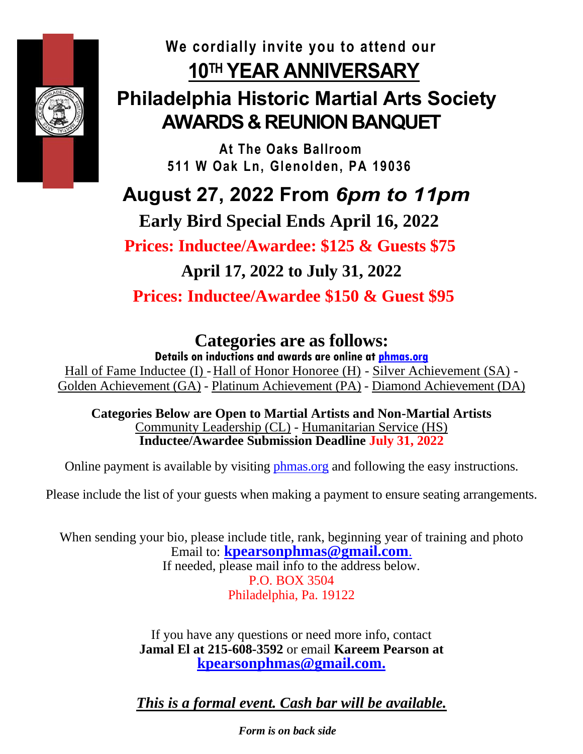**We cordially invite you to attend our**

# 10TH YEAR ANNIVERSARY

# Philadelphia Historic Martial Arts Society AWARDS & REUNION BANQUET

**At The Oaks Ballroom**
**511 W Oak Ln, Glenolden, PA 19036**

## August 27, 2022 From *6pm to 11pm*

**Early Bird Special Ends April 16, 2022**

**Prices: Inductee/Awardee: $125 & Guests $75**

**April 17, 2022 to July 31, 2022**

**Prices: Inductee/Awardee $150 & Guest $95**

## Categories are as follows:

**Details on inductions and awards are online at phmas.org**

Hall of Fame Inductee (I) - Hall of Honor Honoree (H) - Silver Achievement (SA) - Golden Achievement (GA) - Platinum Achievement (PA) - Diamond Achievement (DA)

**Categories Below are Open to Martial Artists and Non-Martial Artists**
Community Leadership (CL) - Humanitarian Service (HS)
**Inductee/Awardee Submission Deadline July 31, 2022**

Online payment is available by visiting phmas.org and following the easy instructions.

Please include the list of your guests when making a payment to ensure seating arrangements.

When sending your bio, please include title, rank, beginning year of training and photo
Email to: **kpearsonphmas@gmail.com**.
If needed, please mail info to the address below.
P.O. BOX 3504
Philadelphia, Pa. 19122

If you have any questions or need more info, contact
**Jamal El at 215-608-3592** or email **Kareem Pearson at**
**kpearsonphmas@gmail.com.**

***This is a formal event. Cash bar will be available.***

***Form is on back side***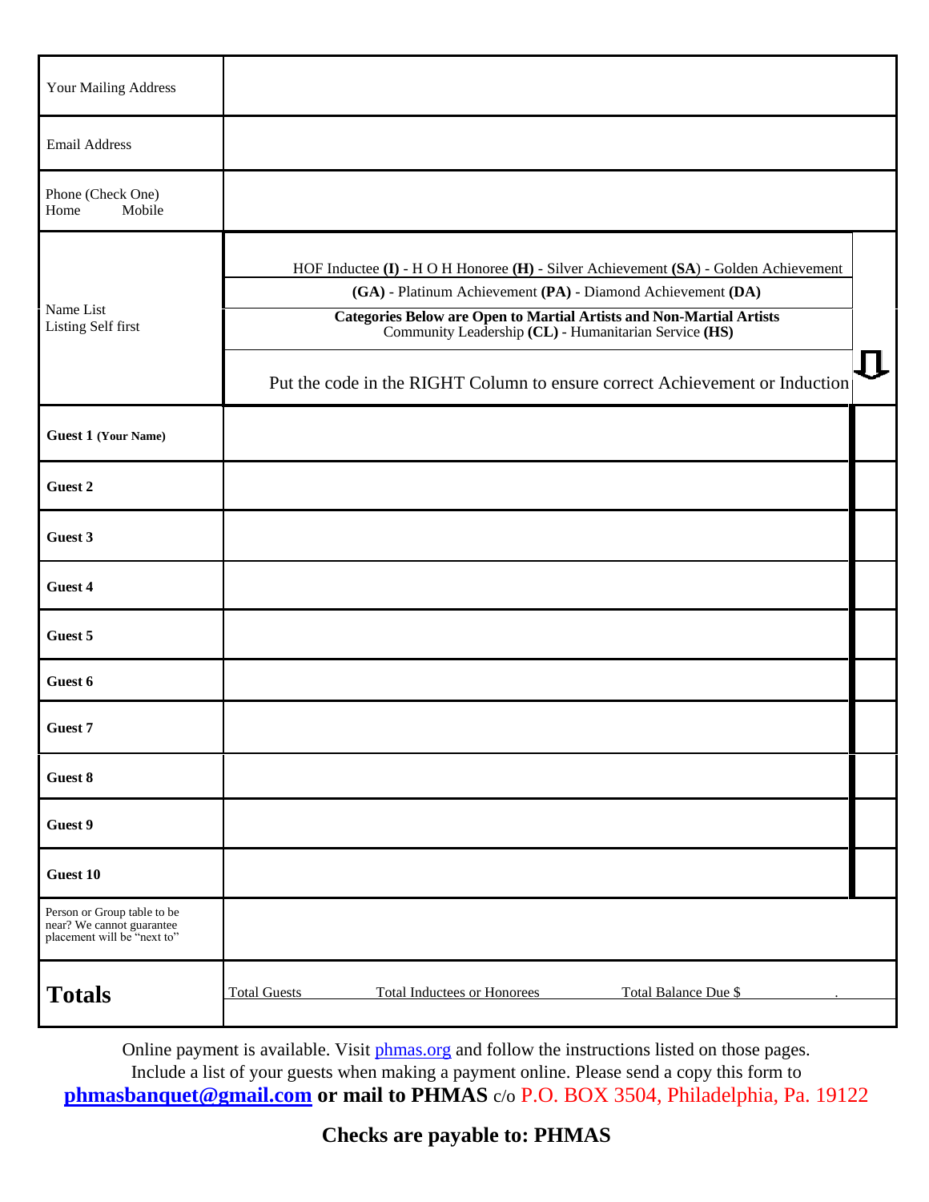| | | |
|---|---|---|
| Your Mailing Address | | |
| Email Address | | |
| Phone (Check One)<br>Home Mobile | | |
| Name List<br>Listing Self first | HOF Inductee **(I)** - H O H Honoree **(H)** - Silver Achievement **(SA)** - Golden Achievement **(GA)** - Platinum Achievement **(PA)** - Diamond Achievement **(DA)**<br>**Categories Below are Open to Martial Artists and Non-Martial Artists**<br>Community Leadership **(CL)** - Humanitarian Service **(HS)**<br>Put the code in the RIGHT Column to ensure correct Achievement or Induction | ⇩ |
| **Guest 1 (Your Name)** | | |
| **Guest 2** | | |
| **Guest 3** | | |
| **Guest 4** | | |
| **Guest 5** | | |
| **Guest 6** | | |
| **Guest 7** | | |
| **Guest 8** | | |
| **Guest 9** | | |
| **Guest 10** | | |
| Person or Group table to be near? We cannot guarantee placement will be "next to" | | |
| **Totals** | Total Guests Total Inductees or Honorees Total Balance Due $ . | |

Online payment is available. Visit phmas.org and follow the instructions listed on those pages. Include a list of your guests when making a payment online. Please send a copy this form to **phmasbanquet@gmail.com** **or mail to PHMAS** c/o P.O. BOX 3504, Philadelphia, Pa. 19122

**Checks are payable to: PHMAS**